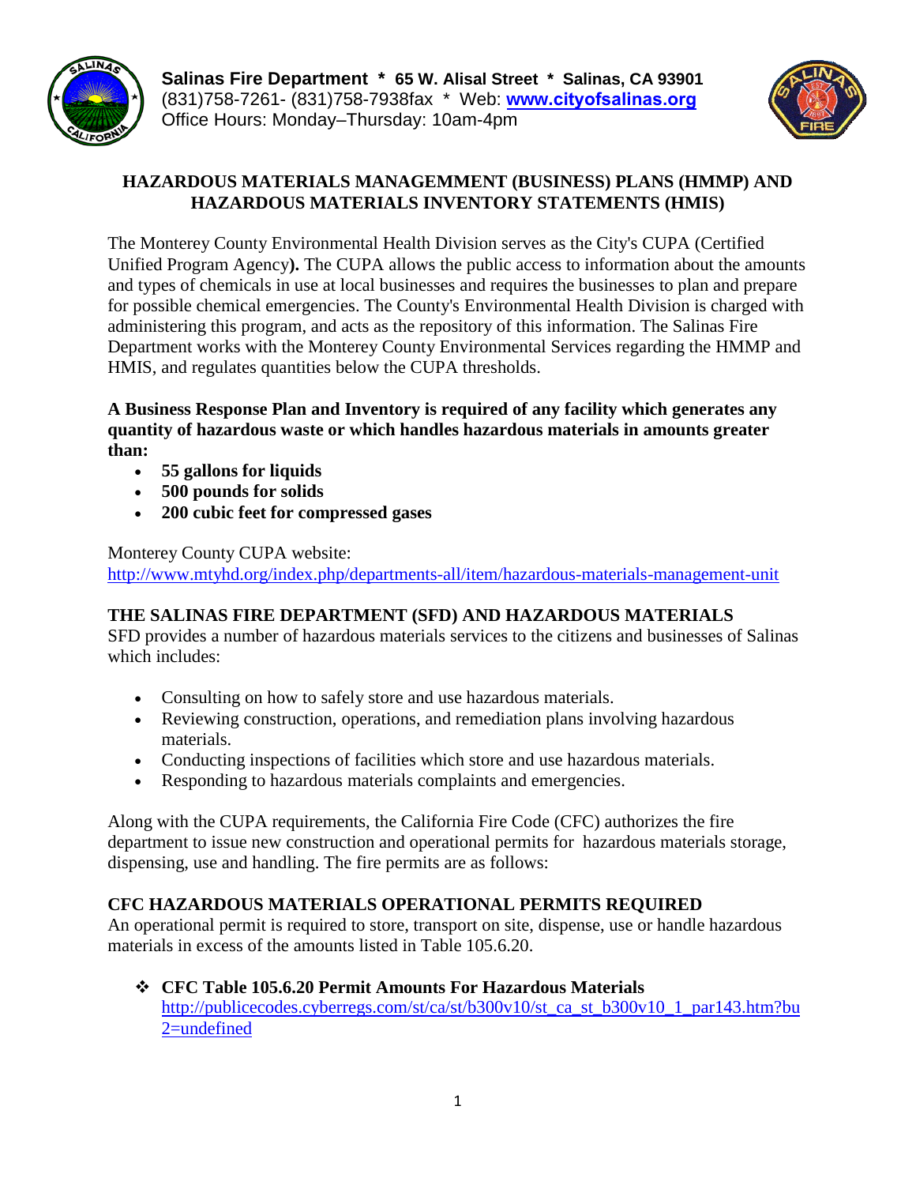**Salinas Fire Department * 65 W. Alisal Street * Salinas, CA 93901**
(831)758-7261- (831)758-7938fax * Web: **www.cityofsalinas.org**
Office Hours: Monday–Thursday: 10am-4pm

# HAZARDOUS MATERIALS MANAGEMMENT (BUSINESS) PLANS (HMMP) AND HAZARDOUS MATERIALS INVENTORY STATEMENTS (HMIS)

The Monterey County Environmental Health Division serves as the City's CUPA (Certified Unified Program Agency**).** The CUPA allows the public access to information about the amounts and types of chemicals in use at local businesses and requires the businesses to plan and prepare for possible chemical emergencies. The County's Environmental Health Division is charged with administering this program, and acts as the repository of this information. The Salinas Fire Department works with the Monterey County Environmental Services regarding the HMMP and HMIS, and regulates quantities below the CUPA thresholds.

**A Business Response Plan and Inventory is required of any facility which generates any quantity of hazardous waste or which handles hazardous materials in amounts greater than:**

- **55 gallons for liquids**
- **500 pounds for solids**
- **200 cubic feet for compressed gases**

Monterey County CUPA website:
http://www.mtyhd.org/index.php/departments-all/item/hazardous-materials-management-unit

## THE SALINAS FIRE DEPARTMENT (SFD) AND HAZARDOUS MATERIALS

SFD provides a number of hazardous materials services to the citizens and businesses of Salinas which includes:

- Consulting on how to safely store and use hazardous materials.
- Reviewing construction, operations, and remediation plans involving hazardous materials.
- Conducting inspections of facilities which store and use hazardous materials.
- Responding to hazardous materials complaints and emergencies.

Along with the CUPA requirements, the California Fire Code (CFC) authorizes the fire department to issue new construction and operational permits for hazardous materials storage, dispensing, use and handling. The fire permits are as follows:

## CFC HAZARDOUS MATERIALS OPERATIONAL PERMITS REQUIRED

An operational permit is required to store, transport on site, dispense, use or handle hazardous materials in excess of the amounts listed in Table 105.6.20.

- **CFC Table 105.6.20 Permit Amounts For Hazardous Materials**
  http://publicecodes.cyberregs.com/st/ca/st/b300v10/st_ca_st_b300v10_1_par143.htm?bu2=undefined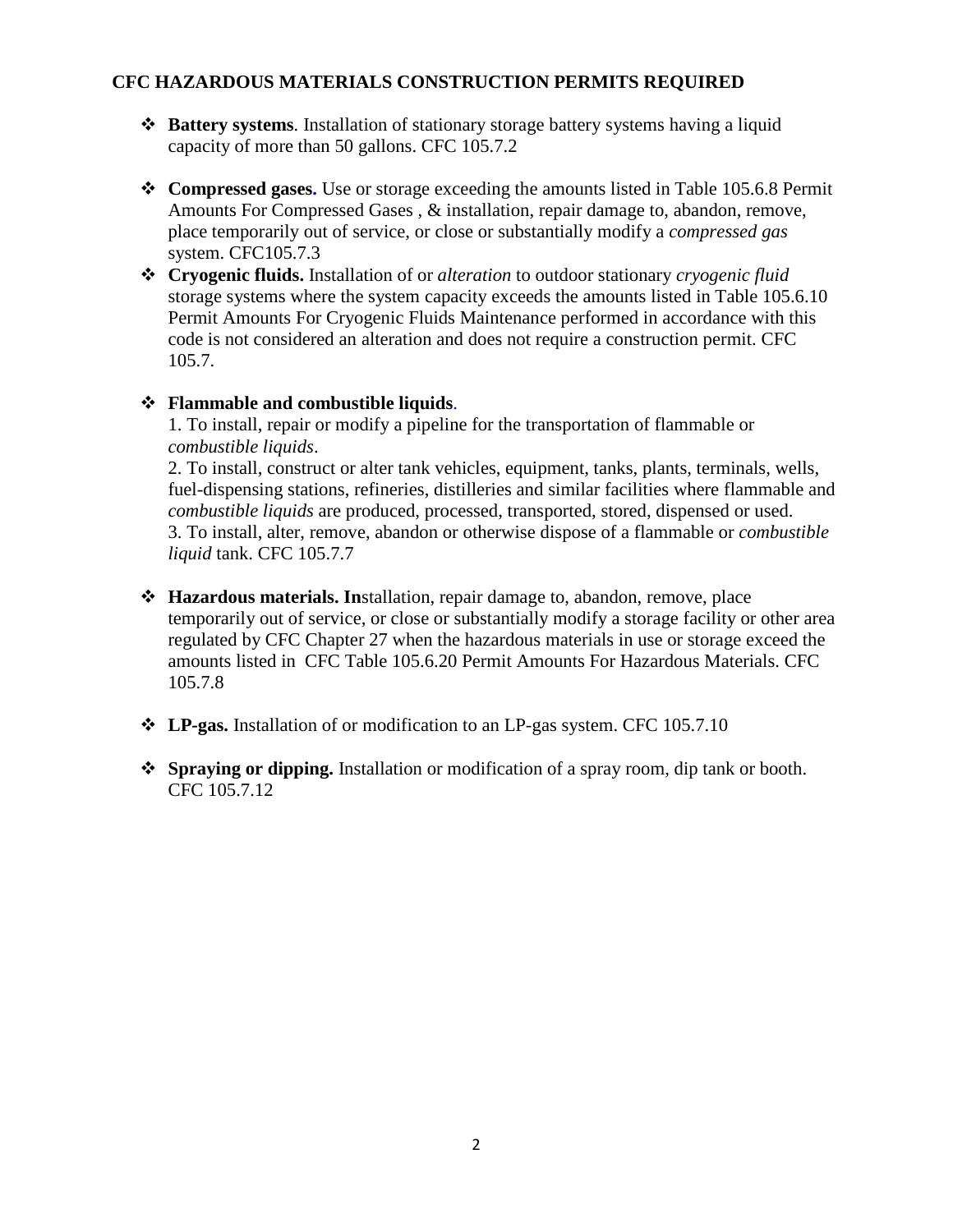**CFC HAZARDOUS MATERIALS CONSTRUCTION PERMITS REQUIRED**

- **Battery systems**. Installation of stationary storage battery systems having a liquid capacity of more than 50 gallons. CFC 105.7.2

- **Compressed gases.** Use or storage exceeding the amounts listed in Table 105.6.8 Permit Amounts For Compressed Gases , & installation, repair damage to, abandon, remove, place temporarily out of service, or close or substantially modify a *compressed gas* system. CFC105.7.3
- **Cryogenic fluids.** Installation of or *alteration* to outdoor stationary *cryogenic fluid* storage systems where the system capacity exceeds the amounts listed in Table 105.6.10 Permit Amounts For Cryogenic Fluids Maintenance performed in accordance with this code is not considered an alteration and does not require a construction permit. CFC 105.7.

- **Flammable and combustible liquids**.
  1. To install, repair or modify a pipeline for the transportation of flammable or *combustible liquids*.
  2. To install, construct or alter tank vehicles, equipment, tanks, plants, terminals, wells, fuel-dispensing stations, refineries, distilleries and similar facilities where flammable and *combustible liquids* are produced, processed, transported, stored, dispensed or used.
  3. To install, alter, remove, abandon or otherwise dispose of a flammable or *combustible liquid* tank. CFC 105.7.7

- **Hazardous materials. In**stallation, repair damage to, abandon, remove, place temporarily out of service, or close or substantially modify a storage facility or other area regulated by CFC Chapter 27 when the hazardous materials in use or storage exceed the amounts listed in CFC Table 105.6.20 Permit Amounts For Hazardous Materials. CFC 105.7.8

- **LP-gas.** Installation of or modification to an LP-gas system. CFC 105.7.10

- **Spraying or dipping.** Installation or modification of a spray room, dip tank or booth. CFC 105.7.12